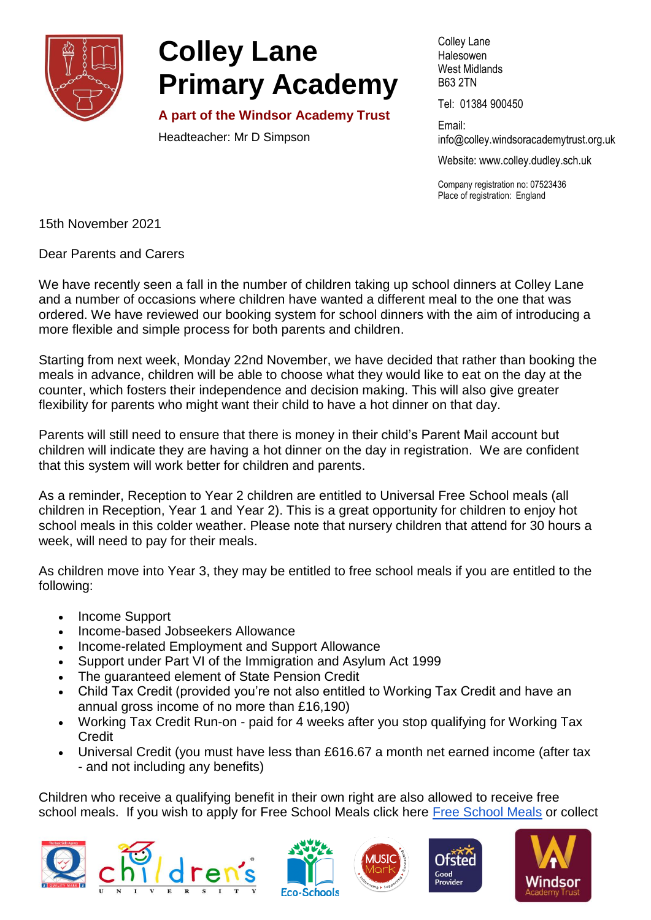# Colley Lane Primary Academy

**A part of the Windsor Academy Trust**

Headteacher: Mr D Simpson

Colley Lane
Halesowen
West Midlands
B63 2TN

Tel: 01384 900450

Email: info@colley.windsoracademytrust.org.uk

Website: www.colley.dudley.sch.uk

Company registration no: 07523436
Place of registration: England

15th November 2021

Dear Parents and Carers

We have recently seen a fall in the number of children taking up school dinners at Colley Lane and a number of occasions where children have wanted a different meal to the one that was ordered. We have reviewed our booking system for school dinners with the aim of introducing a more flexible and simple process for both parents and children.

Starting from next week, Monday 22nd November, we have decided that rather than booking the meals in advance, children will be able to choose what they would like to eat on the day at the counter, which fosters their independence and decision making. This will also give greater flexibility for parents who might want their child to have a hot dinner on that day.

Parents will still need to ensure that there is money in their child's Parent Mail account but children will indicate they are having a hot dinner on the day in registration. We are confident that this system will work better for children and parents.

As a reminder, Reception to Year 2 children are entitled to Universal Free School meals (all children in Reception, Year 1 and Year 2). This is a great opportunity for children to enjoy hot school meals in this colder weather. Please note that nursery children that attend for 30 hours a week, will need to pay for their meals.

As children move into Year 3, they may be entitled to free school meals if you are entitled to the following:

- Income Support
- Income-based Jobseekers Allowance
- Income-related Employment and Support Allowance
- Support under Part VI of the Immigration and Asylum Act 1999
- The guaranteed element of State Pension Credit
- Child Tax Credit (provided you're not also entitled to Working Tax Credit and have an annual gross income of no more than £16,190)
- Working Tax Credit Run-on - paid for 4 weeks after you stop qualifying for Working Tax Credit
- Universal Credit (you must have less than £616.67 a month net earned income (after tax - and not including any benefits)

Children who receive a qualifying benefit in their own right are also allowed to receive free school meals. If you wish to apply for Free School Meals click here [Free School Meals] or collect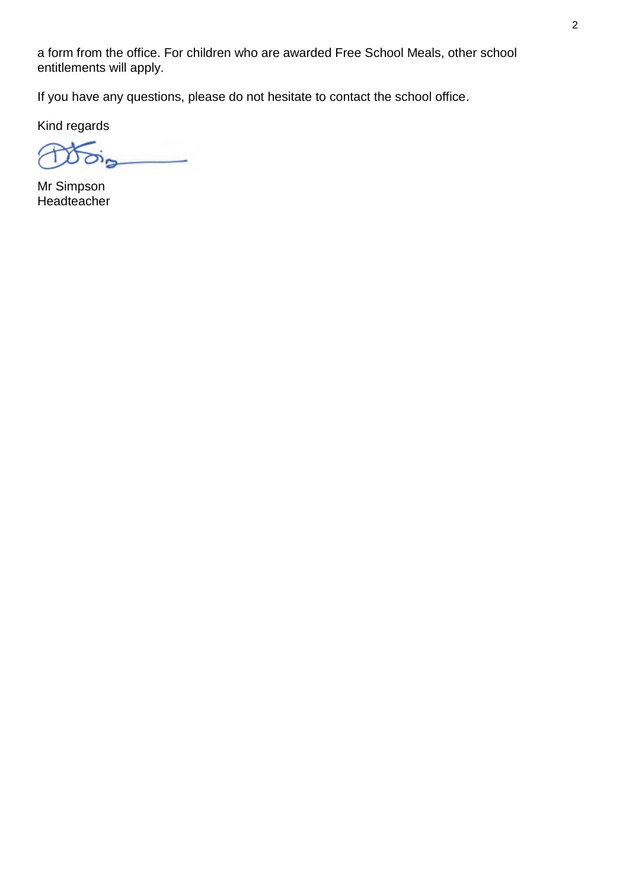a form from the office. For children who are awarded Free School Meals, other school entitlements will apply.

If you have any questions, please do not hesitate to contact the school office.

Kind regards

Mr Simpson
Headteacher